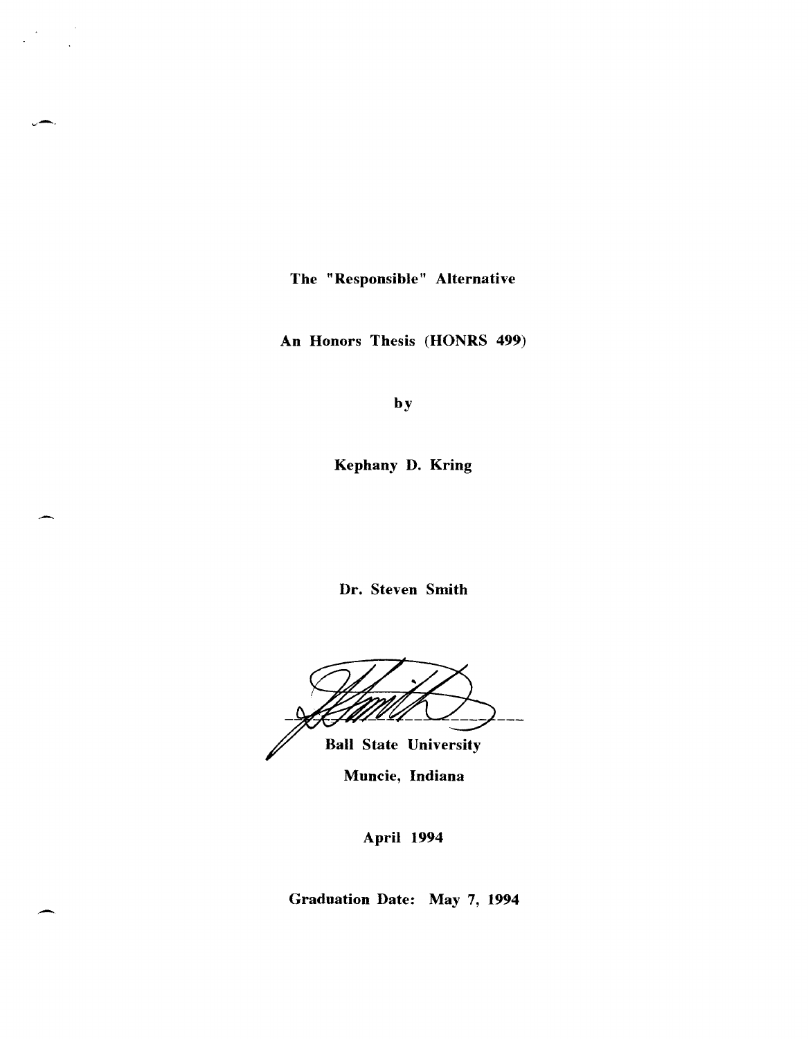**The "Responsible" Alternative**

**An Honors Thesis (HONRS 499)**

**by**

**Kephany D. Kring**

**Dr. Steven Smith**

**Ball State University**

**Muncie, Indiana**

**April 1994**

**Graduation Date: May 7, 1994**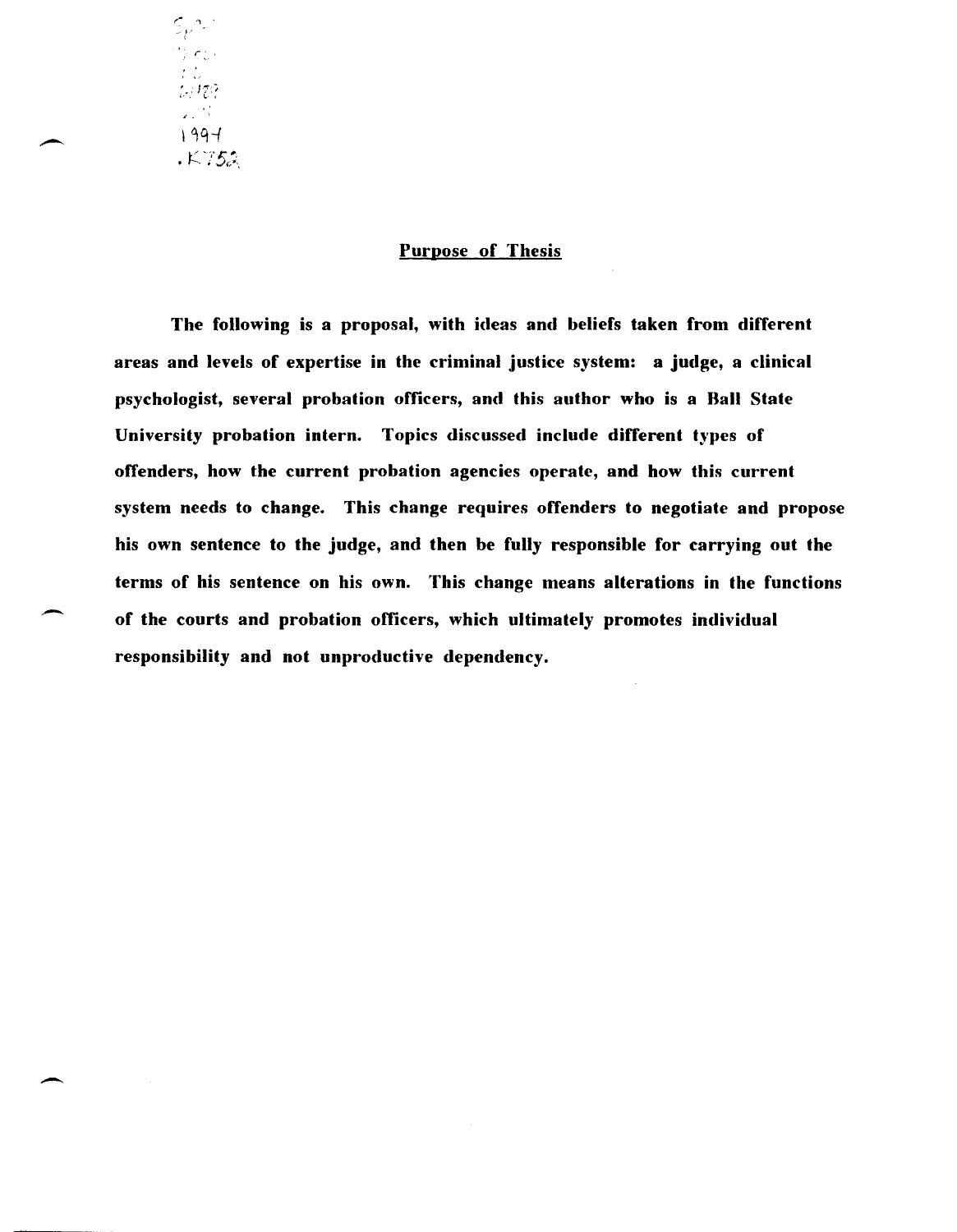## Purpose of Thesis

The following is a proposal, with ideas and beliefs taken from different areas and levels of expertise in the criminal justice system: a judge, a clinical psychologist, several probation officers, and this author who is a Ball State University probation intern. Topics discussed include different types of offenders, how the current probation agencies operate, and how this current system needs to change. This change requires offenders to negotiate and propose his own sentence to the judge, and then be fully responsible for carrying out the terms of his sentence on his own. This change means alterations in the functions of the courts and probation officers, which ultimately promotes individual responsibility and not unproductive dependency.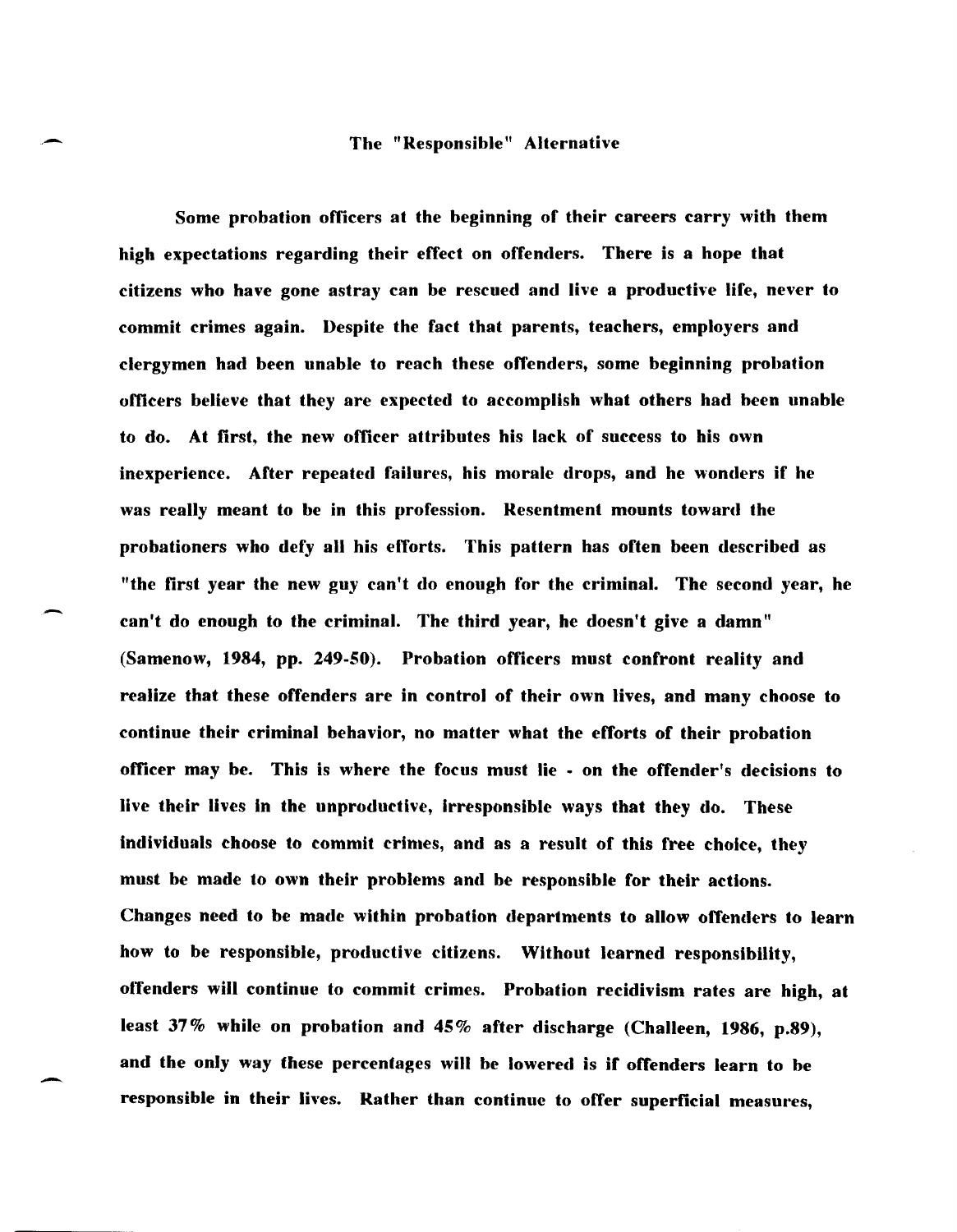## The "Responsible" Alternative

Some probation officers at the beginning of their careers carry with them high expectations regarding their effect on offenders. There is a hope that citizens who have gone astray can be rescued and live a productive life, never to commit crimes again. Despite the fact that parents, teachers, employers and clergymen had been unable to reach these offenders, some beginning probation officers believe that they are expected to accomplish what others had been unable to do. At first, the new officer attributes his lack of success to his own inexperience. After repeated failures, his morale drops, and he wonders if he was really meant to be in this profession. Resentment mounts toward the probationers who defy all his efforts. This pattern has often been described as "the first year the new guy can't do enough for the criminal. The second year, he can't do enough to the criminal. The third year, he doesn't give a damn" (Samenow, 1984, pp. 249-50). Probation officers must confront reality and realize that these offenders are in control of their own lives, and many choose to continue their criminal behavior, no matter what the efforts of their probation officer may be. This is where the focus must lie - on the offender's decisions to live their lives in the unproductive, irresponsible ways that they do. These individuals choose to commit crimes, and as a result of this free choice, they must be made to own their problems and be responsible for their actions. Changes need to be made within probation departments to allow offenders to learn how to be responsible, productive citizens. Without learned responsibility, offenders will continue to commit crimes. Probation recidivism rates are high, at least 37% while on probation and 45% after discharge (Challeen, 1986, p.89), and the only way these percentages will be lowered is if offenders learn to be responsible in their lives. Rather than continue to offer superficial measures,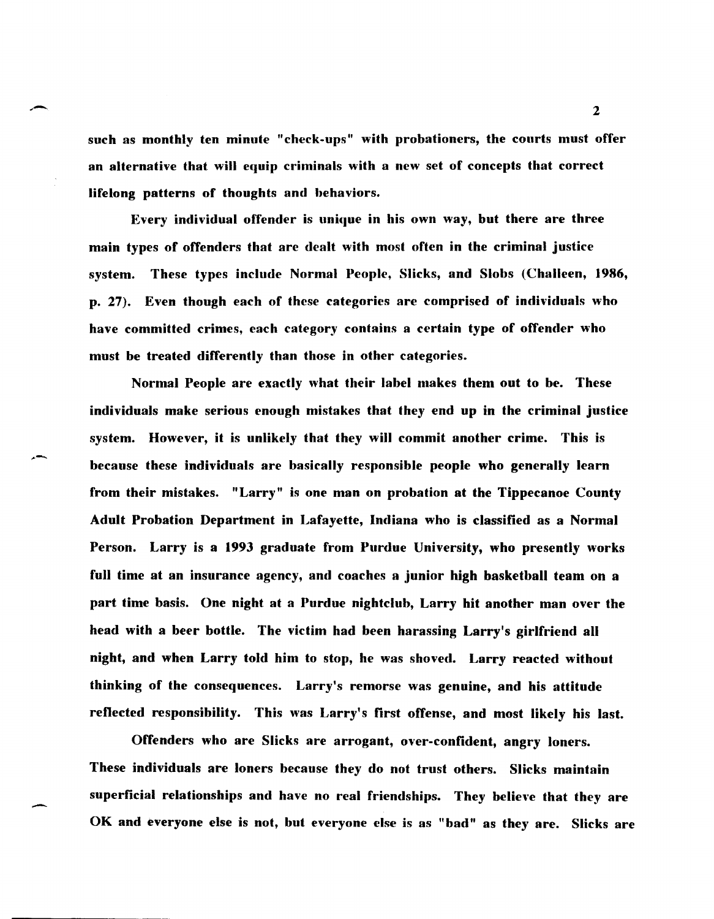such as monthly ten minute "check-ups" with probationers, the courts must offer an alternative that will equip criminals with a new set of concepts that correct lifelong patterns of thoughts and behaviors.

Every individual offender is unique in his own way, but there are three main types of offenders that are dealt with most often in the criminal justice system. These types include Normal People, Slicks, and Slobs (Challeen, 1986, p. 27). Even though each of these categories are comprised of individuals who have committed crimes, each category contains a certain type of offender who must be treated differently than those in other categories.

Normal People are exactly what their label makes them out to be. These individuals make serious enough mistakes that they end up in the criminal justice system. However, it is unlikely that they will commit another crime. This is because these individuals are basically responsible people who generally learn from their mistakes. "Larry" is one man on probation at the Tippecanoe County Adult Probation Department in Lafayette, Indiana who is classified as a Normal Person. Larry is a 1993 graduate from Purdue University, who presently works full time at an insurance agency, and coaches a junior high basketball team on a part time basis. One night at a Purdue nightclub, Larry hit another man over the head with a beer bottle. The victim had been harassing Larry's girlfriend all night, and when Larry told him to stop, he was shoved. Larry reacted without thinking of the consequences. Larry's remorse was genuine, and his attitude reflected responsibility. This was Larry's first offense, and most likely his last.

Offenders who are Slicks are arrogant, over-confident, angry loners. These individuals are loners because they do not trust others. Slicks maintain superficial relationships and have no real friendships. They believe that they are OK and everyone else is not, but everyone else is as "bad" as they are. Slicks are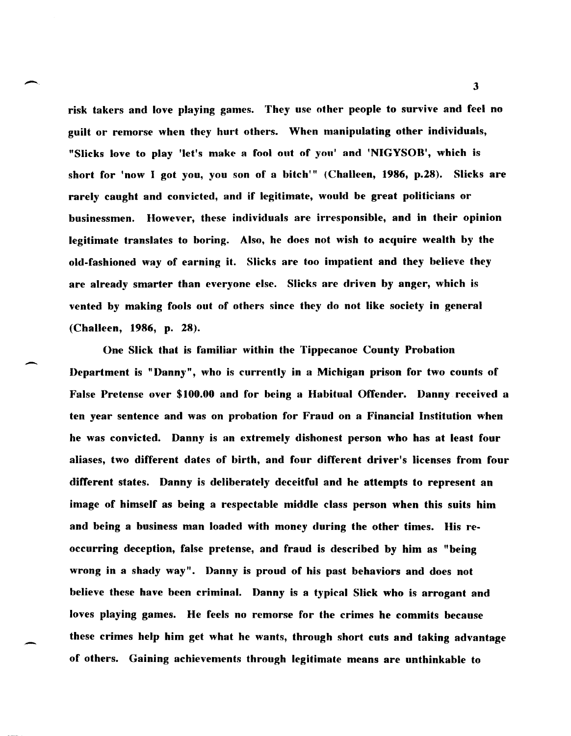risk takers and love playing games. They use other people to survive and feel no guilt or remorse when they hurt others. When manipulating other individuals, "Slicks love to play 'let's make a fool out of you' and 'NIGYSOB', which is short for 'now I got you, you son of a bitch'" (Challeen, 1986, p.28). Slicks are rarely caught and convicted, and if legitimate, would be great politicians or businessmen. However, these individuals are irresponsible, and in their opinion legitimate translates to boring. Also, he does not wish to acquire wealth by the old-fashioned way of earning it. Slicks are too impatient and they believe they are already smarter than everyone else. Slicks are driven by anger, which is vented by making fools out of others since they do not like society in general (Challeen, 1986, p. 28).

One Slick that is familiar within the Tippecanoe County Probation Department is "Danny", who is currently in a Michigan prison for two counts of False Pretense over $100.00 and for being a Habitual Offender. Danny received a ten year sentence and was on probation for Fraud on a Financial Institution when he was convicted. Danny is an extremely dishonest person who has at least four aliases, two different dates of birth, and four different driver's licenses from four different states. Danny is deliberately deceitful and he attempts to represent an image of himself as being a respectable middle class person when this suits him and being a business man loaded with money during the other times. His re-occurring deception, false pretense, and fraud is described by him as "being wrong in a shady way". Danny is proud of his past behaviors and does not believe these have been criminal. Danny is a typical Slick who is arrogant and loves playing games. He feels no remorse for the crimes he commits because these crimes help him get what he wants, through short cuts and taking advantage of others. Gaining achievements through legitimate means are unthinkable to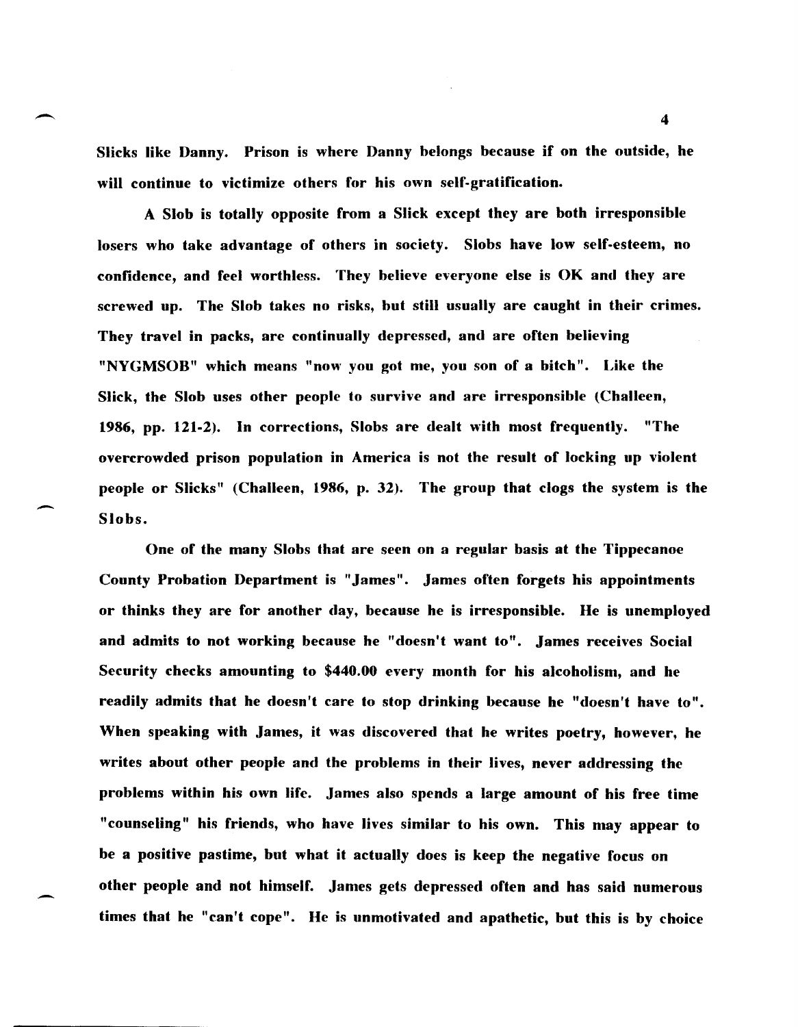Slicks like Danny. Prison is where Danny belongs because if on the outside, he will continue to victimize others for his own self-gratification.

A Slob is totally opposite from a Slick except they are both irresponsible losers who take advantage of others in society. Slobs have low self-esteem, no confidence, and feel worthless. They believe everyone else is OK and they are screwed up. The Slob takes no risks, but still usually are caught in their crimes. They travel in packs, are continually depressed, and are often believing "NYGMSOB" which means "now you got me, you son of a bitch". Like the Slick, the Slob uses other people to survive and are irresponsible (Challeen, 1986, pp. 121-2). In corrections, Slobs are dealt with most frequently. "The overcrowded prison population in America is not the result of locking up violent people or Slicks" (Challeen, 1986, p. 32). The group that clogs the system is the Slobs.

One of the many Slobs that are seen on a regular basis at the Tippecanoe County Probation Department is "James". James often forgets his appointments or thinks they are for another day, because he is irresponsible. He is unemployed and admits to not working because he "doesn't want to". James receives Social Security checks amounting to $440.00 every month for his alcoholism, and he readily admits that he doesn't care to stop drinking because he "doesn't have to". When speaking with James, it was discovered that he writes poetry, however, he writes about other people and the problems in their lives, never addressing the problems within his own life. James also spends a large amount of his free time "counseling" his friends, who have lives similar to his own. This may appear to be a positive pastime, but what it actually does is keep the negative focus on other people and not himself. James gets depressed often and has said numerous times that he "can't cope". He is unmotivated and apathetic, but this is by choice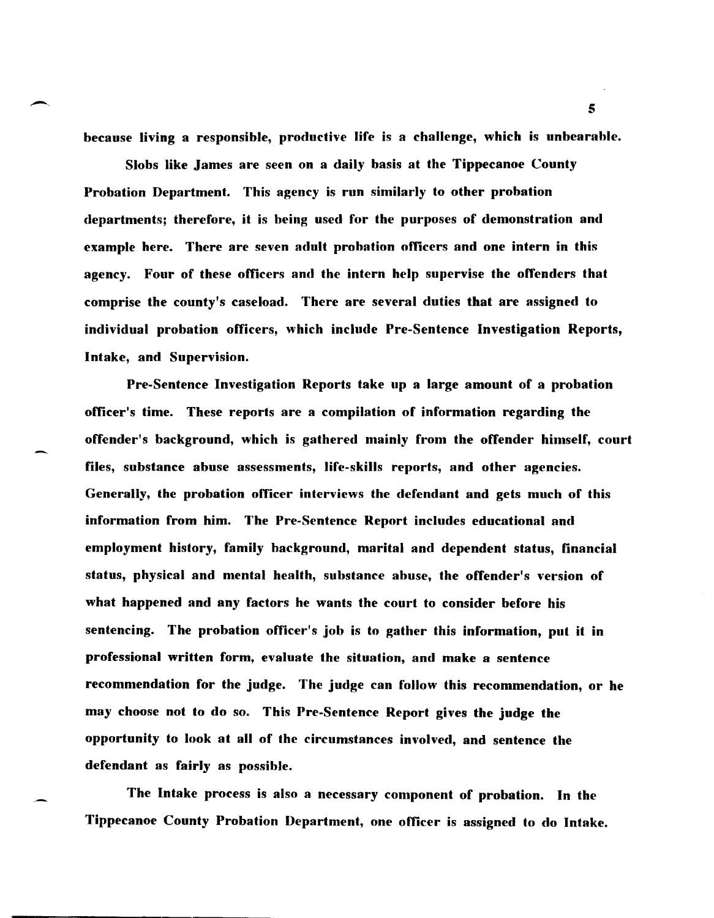because living a responsible, productive life is a challenge, which is unbearable.

Slobs like James are seen on a daily basis at the Tippecanoe County Probation Department. This agency is run similarly to other probation departments; therefore, it is being used for the purposes of demonstration and example here. There are seven adult probation officers and one intern in this agency. Four of these officers and the intern help supervise the offenders that comprise the county's caseload. There are several duties that are assigned to individual probation officers, which include Pre-Sentence Investigation Reports, Intake, and Supervision.

Pre-Sentence Investigation Reports take up a large amount of a probation officer's time. These reports are a compilation of information regarding the offender's background, which is gathered mainly from the offender himself, court files, substance abuse assessments, life-skills reports, and other agencies. Generally, the probation officer interviews the defendant and gets much of this information from him. The Pre-Sentence Report includes educational and employment history, family background, marital and dependent status, financial status, physical and mental health, substance abuse, the offender's version of what happened and any factors he wants the court to consider before his sentencing. The probation officer's job is to gather this information, put it in professional written form, evaluate the situation, and make a sentence recommendation for the judge. The judge can follow this recommendation, or he may choose not to do so. This Pre-Sentence Report gives the judge the opportunity to look at all of the circumstances involved, and sentence the defendant as fairly as possible.

The Intake process is also a necessary component of probation. In the Tippecanoe County Probation Department, one officer is assigned to do Intake.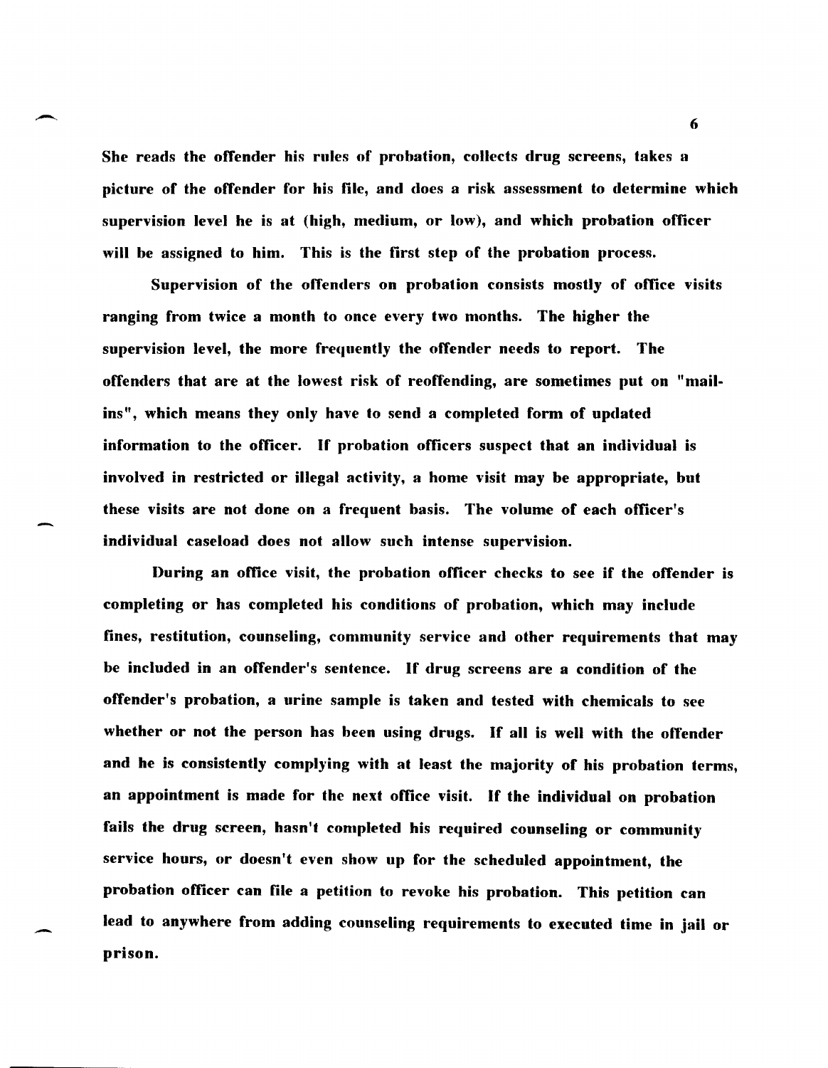She reads the offender his rules of probation, collects drug screens, takes a picture of the offender for his file, and does a risk assessment to determine which supervision level he is at (high, medium, or low), and which probation officer will be assigned to him. This is the first step of the probation process.

Supervision of the offenders on probation consists mostly of office visits ranging from twice a month to once every two months. The higher the supervision level, the more frequently the offender needs to report. The offenders that are at the lowest risk of reoffending, are sometimes put on "mail-ins", which means they only have to send a completed form of updated information to the officer. If probation officers suspect that an individual is involved in restricted or illegal activity, a home visit may be appropriate, but these visits are not done on a frequent basis. The volume of each officer's individual caseload does not allow such intense supervision.

During an office visit, the probation officer checks to see if the offender is completing or has completed his conditions of probation, which may include fines, restitution, counseling, community service and other requirements that may be included in an offender's sentence. If drug screens are a condition of the offender's probation, a urine sample is taken and tested with chemicals to see whether or not the person has been using drugs. If all is well with the offender and he is consistently complying with at least the majority of his probation terms, an appointment is made for the next office visit. If the individual on probation fails the drug screen, hasn't completed his required counseling or community service hours, or doesn't even show up for the scheduled appointment, the probation officer can file a petition to revoke his probation. This petition can lead to anywhere from adding counseling requirements to executed time in jail or prison.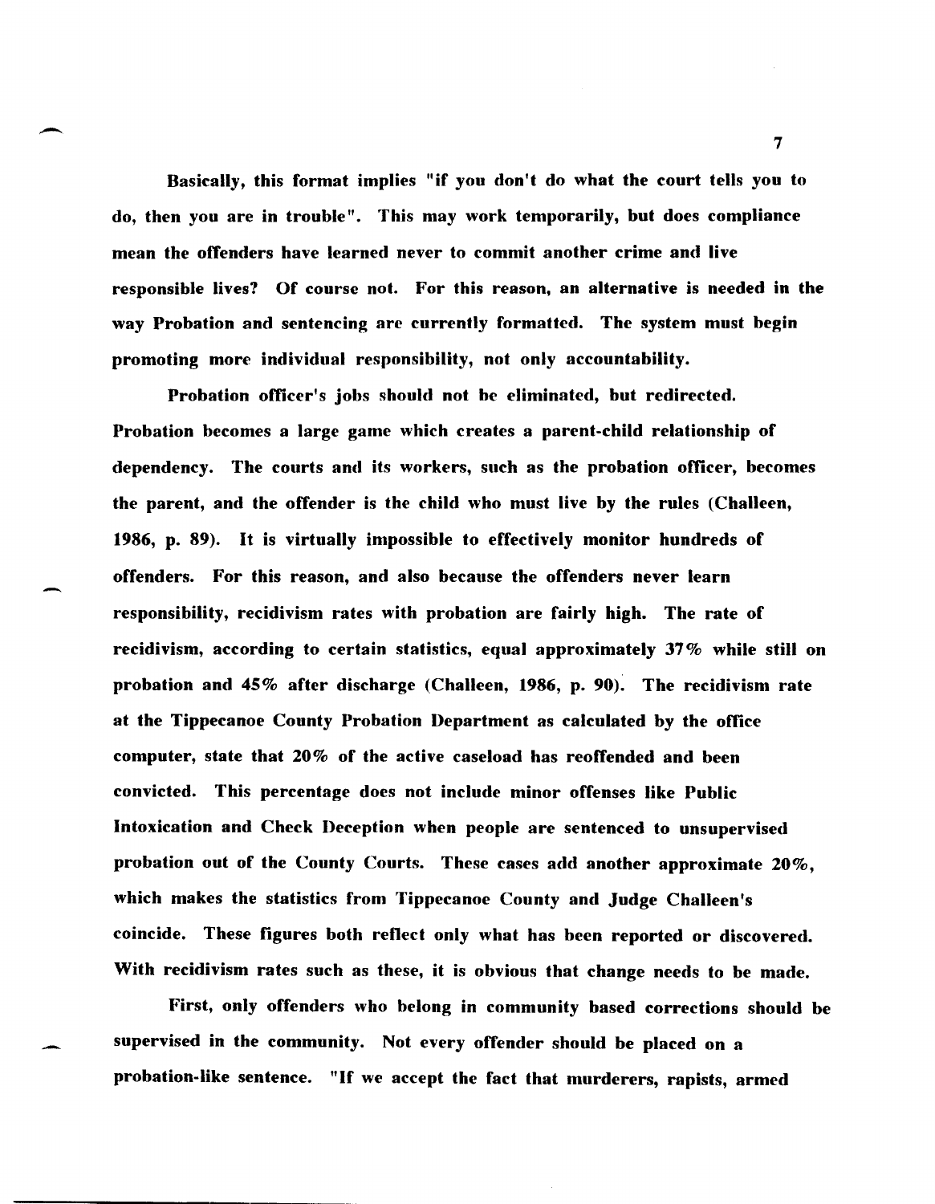Basically, this format implies "if you don't do what the court tells you to do, then you are in trouble". This may work temporarily, but does compliance mean the offenders have learned never to commit another crime and live responsible lives? Of course not. For this reason, an alternative is needed in the way Probation and sentencing are currently formatted. The system must begin promoting more individual responsibility, not only accountability.

Probation officer's jobs should not be eliminated, but redirected. Probation becomes a large game which creates a parent-child relationship of dependency. The courts and its workers, such as the probation officer, becomes the parent, and the offender is the child who must live by the rules (Challeen, 1986, p. 89). It is virtually impossible to effectively monitor hundreds of offenders. For this reason, and also because the offenders never learn responsibility, recidivism rates with probation are fairly high. The rate of recidivism, according to certain statistics, equal approximately 37% while still on probation and 45% after discharge (Challeen, 1986, p. 90). The recidivism rate at the Tippecanoe County Probation Department as calculated by the office computer, state that 20% of the active caseload has reoffended and been convicted. This percentage does not include minor offenses like Public Intoxication and Check Deception when people are sentenced to unsupervised probation out of the County Courts. These cases add another approximate 20%, which makes the statistics from Tippecanoe County and Judge Challeen's coincide. These figures both reflect only what has been reported or discovered. With recidivism rates such as these, it is obvious that change needs to be made.

First, only offenders who belong in community based corrections should be supervised in the community. Not every offender should be placed on a probation-like sentence. "If we accept the fact that murderers, rapists, armed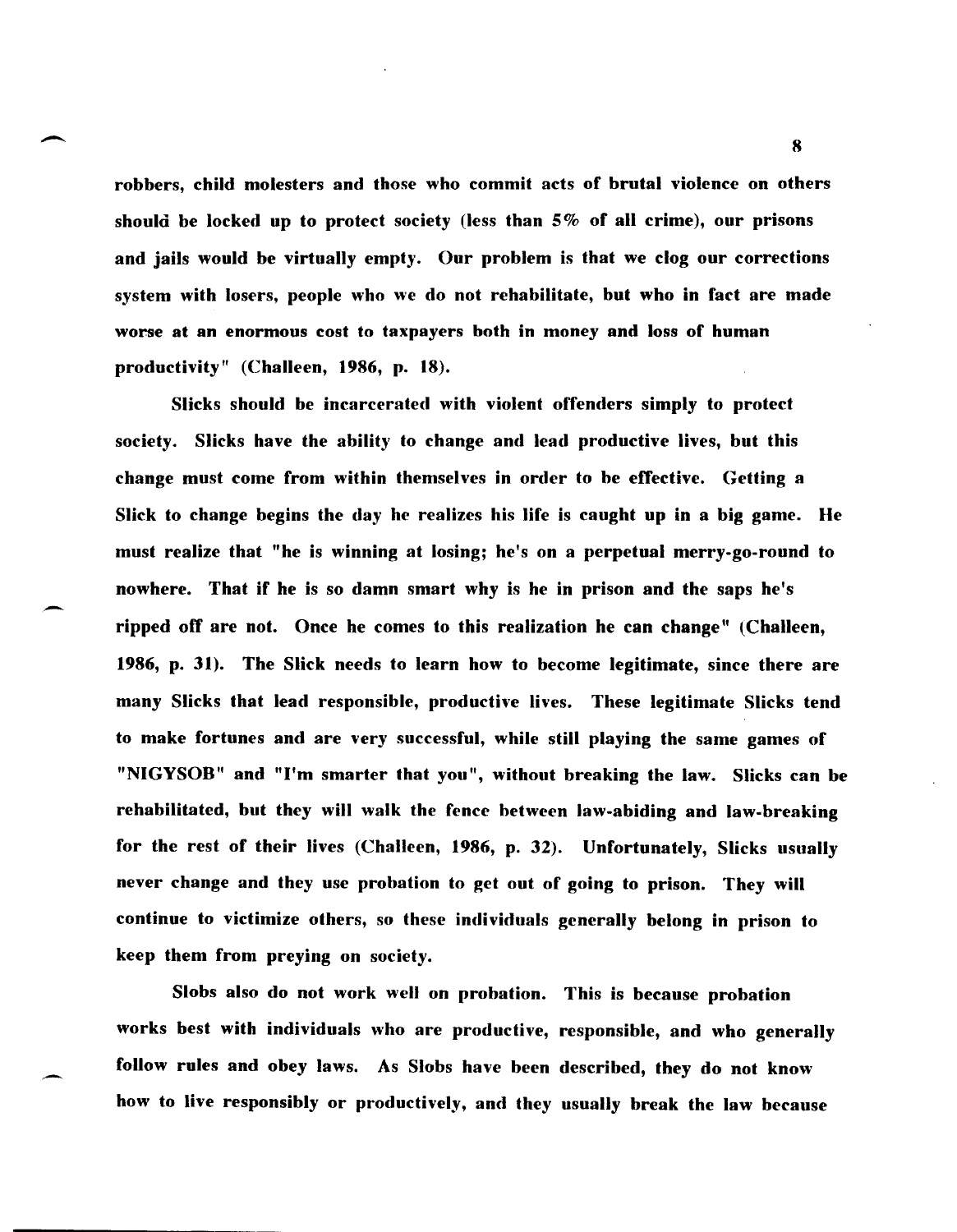robbers, child molesters and those who commit acts of brutal violence on others should be locked up to protect society (less than 5% of all crime), our prisons and jails would be virtually empty. Our problem is that we clog our corrections system with losers, people who we do not rehabilitate, but who in fact are made worse at an enormous cost to taxpayers both in money and loss of human productivity" (Challeen, 1986, p. 18).

Slicks should be incarcerated with violent offenders simply to protect society. Slicks have the ability to change and lead productive lives, but this change must come from within themselves in order to be effective. Getting a Slick to change begins the day he realizes his life is caught up in a big game. He must realize that "he is winning at losing; he's on a perpetual merry-go-round to nowhere. That if he is so damn smart why is he in prison and the saps he's ripped off are not. Once he comes to this realization he can change" (Challeen, 1986, p. 31). The Slick needs to learn how to become legitimate, since there are many Slicks that lead responsible, productive lives. These legitimate Slicks tend to make fortunes and are very successful, while still playing the same games of "NIGYSOB" and "I'm smarter that you", without breaking the law. Slicks can be rehabilitated, but they will walk the fence between law-abiding and law-breaking for the rest of their lives (Challeen, 1986, p. 32). Unfortunately, Slicks usually never change and they use probation to get out of going to prison. They will continue to victimize others, so these individuals generally belong in prison to keep them from preying on society.

Slobs also do not work well on probation. This is because probation works best with individuals who are productive, responsible, and who generally follow rules and obey laws. As Slobs have been described, they do not know how to live responsibly or productively, and they usually break the law because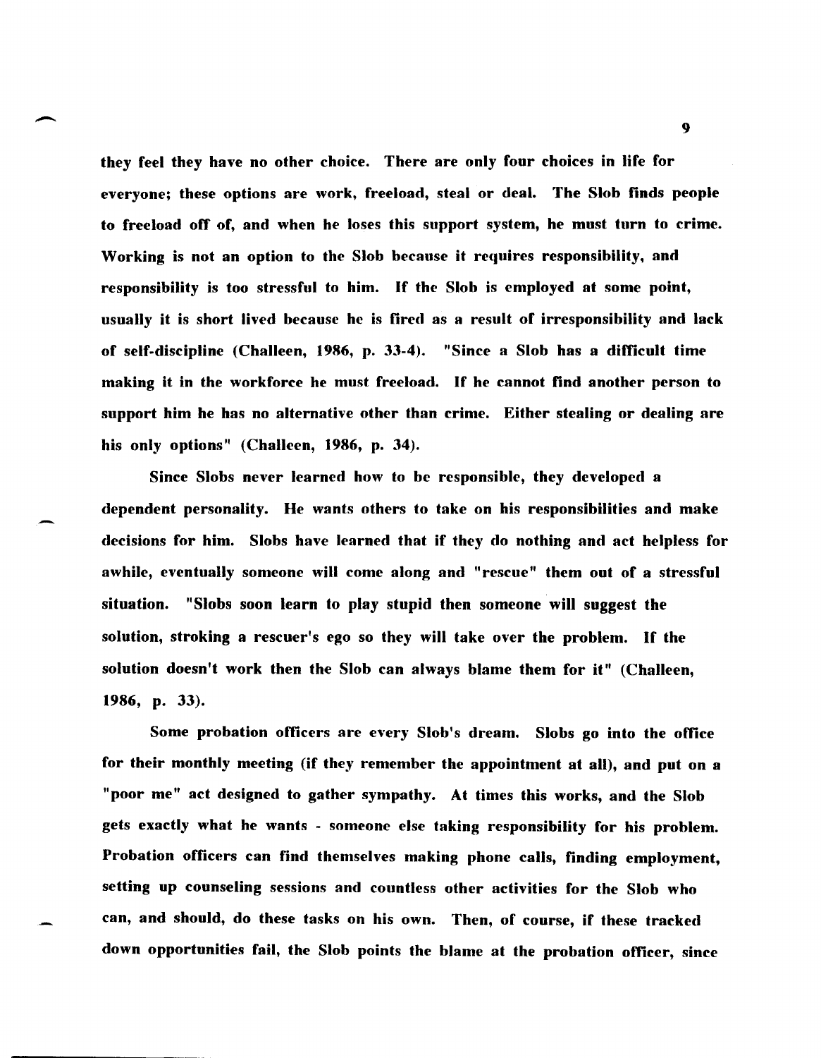they feel they have no other choice. There are only four choices in life for everyone; these options are work, freeload, steal or deal. The Slob finds people to freeload off of, and when he loses this support system, he must turn to crime. Working is not an option to the Slob because it requires responsibility, and responsibility is too stressful to him. If the Slob is employed at some point, usually it is short lived because he is fired as a result of irresponsibility and lack of self-discipline (Challeen, 1986, p. 33-4). "Since a Slob has a difficult time making it in the workforce he must freeload. If he cannot find another person to support him he has no alternative other than crime. Either stealing or dealing are his only options" (Challeen, 1986, p. 34).

Since Slobs never learned how to be responsible, they developed a dependent personality. He wants others to take on his responsibilities and make decisions for him. Slobs have learned that if they do nothing and act helpless for awhile, eventually someone will come along and "rescue" them out of a stressful situation. "Slobs soon learn to play stupid then someone will suggest the solution, stroking a rescuer's ego so they will take over the problem. If the solution doesn't work then the Slob can always blame them for it" (Challeen, 1986, p. 33).

Some probation officers are every Slob's dream. Slobs go into the office for their monthly meeting (if they remember the appointment at all), and put on a "poor me" act designed to gather sympathy. At times this works, and the Slob gets exactly what he wants - someone else taking responsibility for his problem. Probation officers can find themselves making phone calls, finding employment, setting up counseling sessions and countless other activities for the Slob who can, and should, do these tasks on his own. Then, of course, if these tracked down opportunities fail, the Slob points the blame at the probation officer, since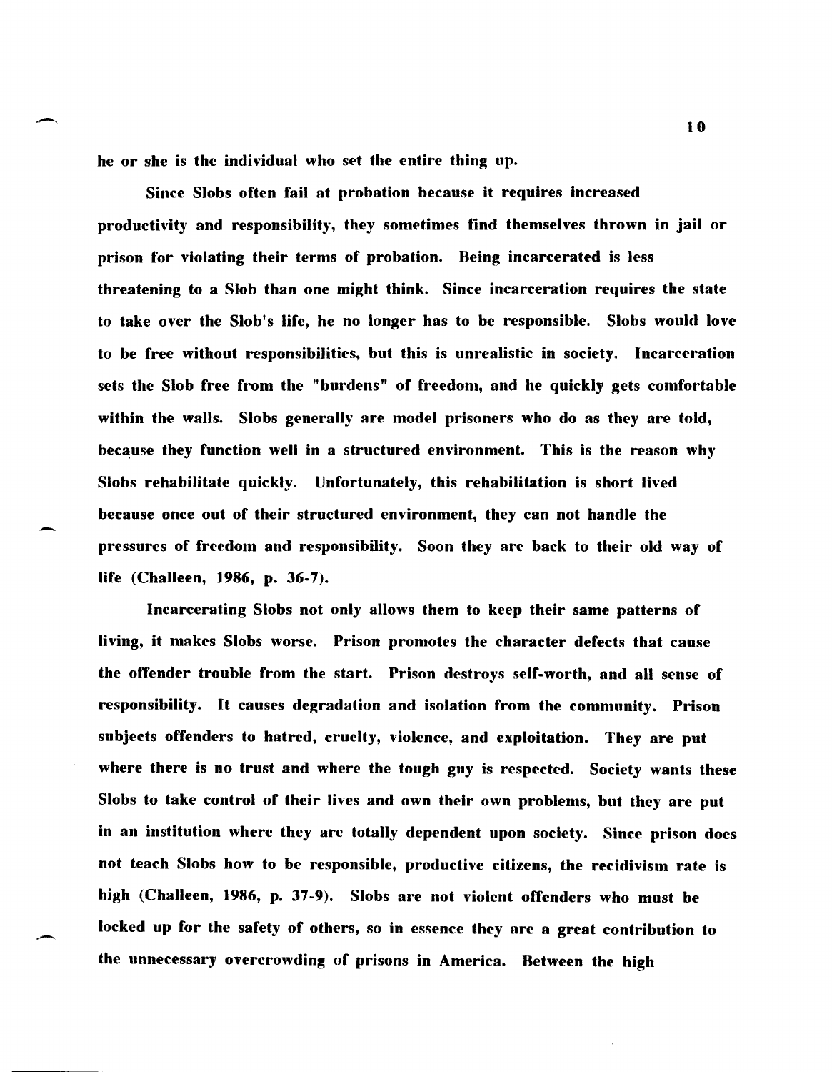he or she is the individual who set the entire thing up.

Since Slobs often fail at probation because it requires increased productivity and responsibility, they sometimes find themselves thrown in jail or prison for violating their terms of probation. Being incarcerated is less threatening to a Slob than one might think. Since incarceration requires the state to take over the Slob's life, he no longer has to be responsible. Slobs would love to be free without responsibilities, but this is unrealistic in society. Incarceration sets the Slob free from the "burdens" of freedom, and he quickly gets comfortable within the walls. Slobs generally are model prisoners who do as they are told, because they function well in a structured environment. This is the reason why Slobs rehabilitate quickly. Unfortunately, this rehabilitation is short lived because once out of their structured environment, they can not handle the pressures of freedom and responsibility. Soon they are back to their old way of life (Challeen, 1986, p. 36-7).

Incarcerating Slobs not only allows them to keep their same patterns of living, it makes Slobs worse. Prison promotes the character defects that cause the offender trouble from the start. Prison destroys self-worth, and all sense of responsibility. It causes degradation and isolation from the community. Prison subjects offenders to hatred, cruelty, violence, and exploitation. They are put where there is no trust and where the tough guy is respected. Society wants these Slobs to take control of their lives and own their own problems, but they are put in an institution where they are totally dependent upon society. Since prison does not teach Slobs how to be responsible, productive citizens, the recidivism rate is high (Challeen, 1986, p. 37-9). Slobs are not violent offenders who must be locked up for the safety of others, so in essence they are a great contribution to the unnecessary overcrowding of prisons in America. Between the high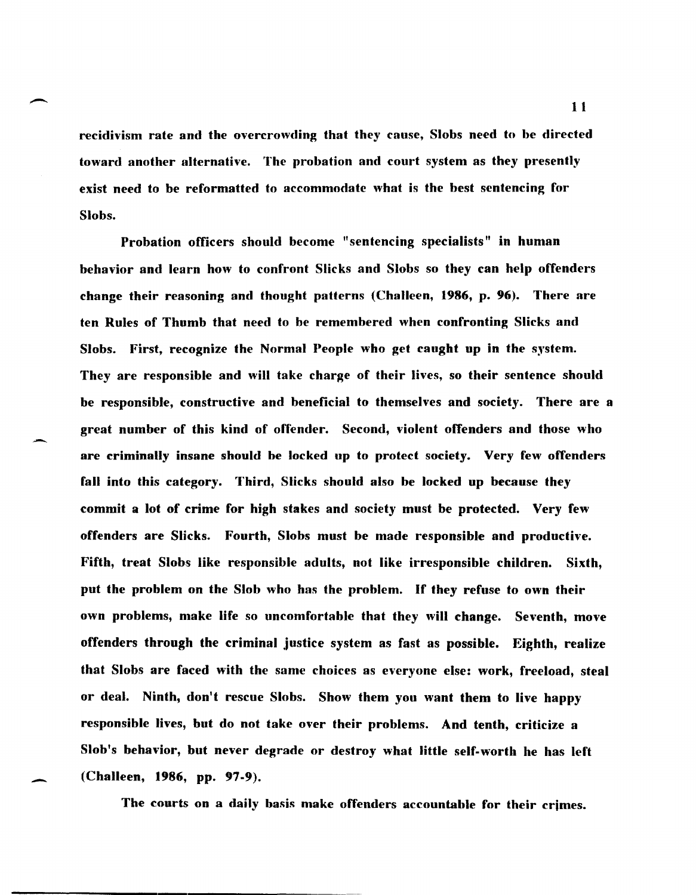recidivism rate and the overcrowding that they cause, Slobs need to be directed toward another alternative. The probation and court system as they presently exist need to be reformatted to accommodate what is the best sentencing for Slobs.

Probation officers should become "sentencing specialists" in human behavior and learn how to confront Slicks and Slobs so they can help offenders change their reasoning and thought patterns (Challeen, 1986, p. 96). There are ten Rules of Thumb that need to be remembered when confronting Slicks and Slobs. First, recognize the Normal People who get caught up in the system. They are responsible and will take charge of their lives, so their sentence should be responsible, constructive and beneficial to themselves and society. There are a great number of this kind of offender. Second, violent offenders and those who are criminally insane should be locked up to protect society. Very few offenders fall into this category. Third, Slicks should also be locked up because they commit a lot of crime for high stakes and society must be protected. Very few offenders are Slicks. Fourth, Slobs must be made responsible and productive. Fifth, treat Slobs like responsible adults, not like irresponsible children. Sixth, put the problem on the Slob who has the problem. If they refuse to own their own problems, make life so uncomfortable that they will change. Seventh, move offenders through the criminal justice system as fast as possible. Eighth, realize that Slobs are faced with the same choices as everyone else: work, freeload, steal or deal. Ninth, don't rescue Slobs. Show them you want them to live happy responsible lives, but do not take over their problems. And tenth, criticize a Slob's behavior, but never degrade or destroy what little self-worth he has left (Challeen, 1986, pp. 97-9).

The courts on a daily basis make offenders accountable for their crimes.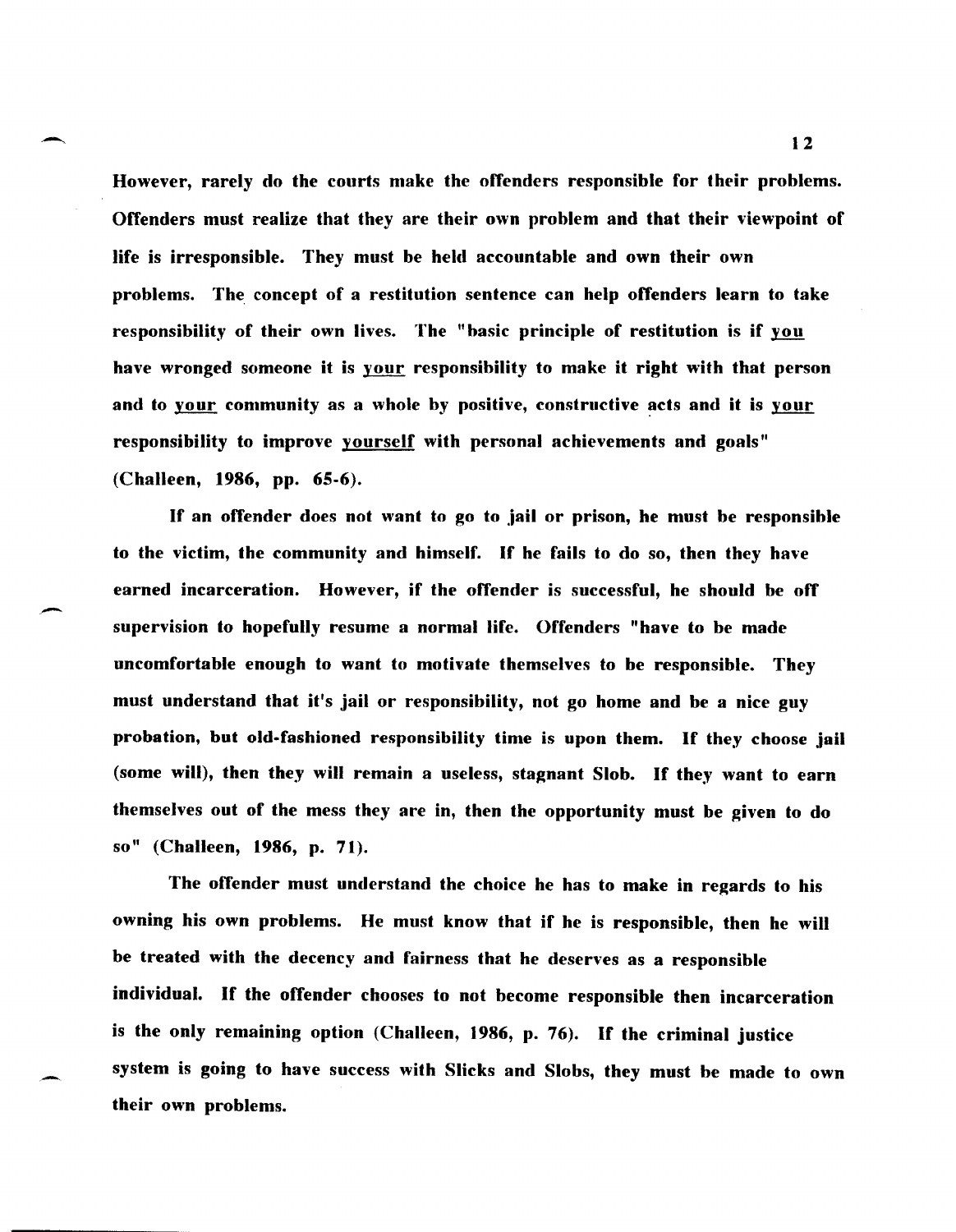However, rarely do the courts make the offenders responsible for their problems. Offenders must realize that they are their own problem and that their viewpoint of life is irresponsible. They must be held accountable and own their own problems. The concept of a restitution sentence can help offenders learn to take responsibility of their own lives. The "basic principle of restitution is if <u>you</u> have wronged someone it is <u>your</u> responsibility to make it right with that person and to <u>your</u> community as a whole by positive, constructive acts and it is <u>your</u> responsibility to improve <u>yourself</u> with personal achievements and goals" (Challeen, 1986, pp. 65-6).

If an offender does not want to go to jail or prison, he must be responsible to the victim, the community and himself. If he fails to do so, then they have earned incarceration. However, if the offender is successful, he should be off supervision to hopefully resume a normal life. Offenders "have to be made uncomfortable enough to want to motivate themselves to be responsible. They must understand that it's jail or responsibility, not go home and be a nice guy probation, but old-fashioned responsibility time is upon them. If they choose jail (some will), then they will remain a useless, stagnant Slob. If they want to earn themselves out of the mess they are in, then the opportunity must be given to do so" (Challeen, 1986, p. 71).

The offender must understand the choice he has to make in regards to his owning his own problems. He must know that if he is responsible, then he will be treated with the decency and fairness that he deserves as a responsible individual. If the offender chooses to not become responsible then incarceration is the only remaining option (Challeen, 1986, p. 76). If the criminal justice system is going to have success with Slicks and Slobs, they must be made to own their own problems.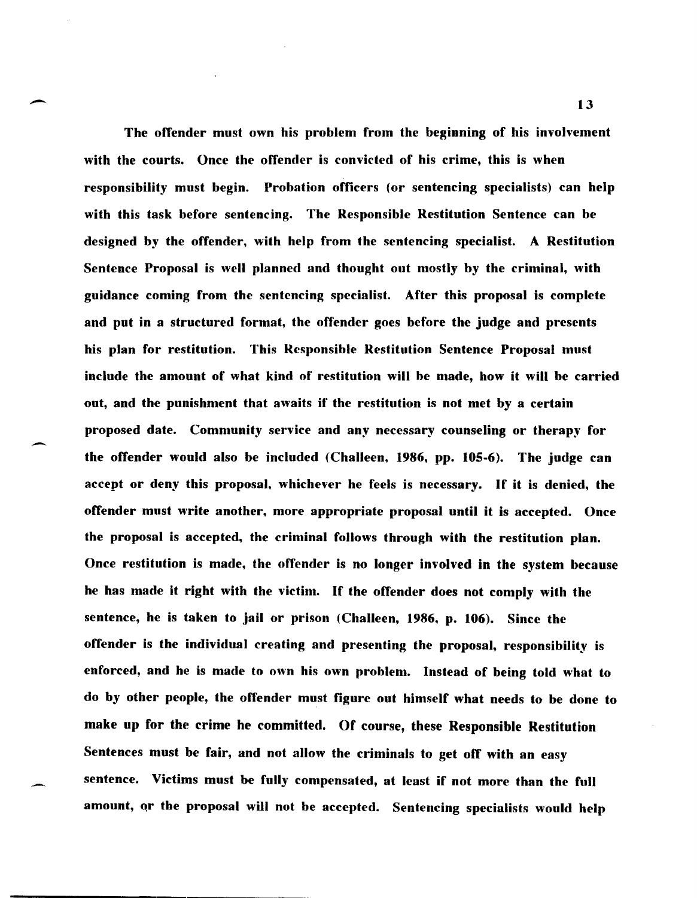The offender must own his problem from the beginning of his involvement with the courts. Once the offender is convicted of his crime, this is when responsibility must begin. Probation officers (or sentencing specialists) can help with this task before sentencing. The Responsible Restitution Sentence can be designed by the offender, with help from the sentencing specialist. A Restitution Sentence Proposal is well planned and thought out mostly by the criminal, with guidance coming from the sentencing specialist. After this proposal is complete and put in a structured format, the offender goes before the judge and presents his plan for restitution. This Responsible Restitution Sentence Proposal must include the amount of what kind of restitution will be made, how it will be carried out, and the punishment that awaits if the restitution is not met by a certain proposed date. Community service and any necessary counseling or therapy for the offender would also be included (Challeen, 1986, pp. 105-6). The judge can accept or deny this proposal, whichever he feels is necessary. If it is denied, the offender must write another, more appropriate proposal until it is accepted. Once the proposal is accepted, the criminal follows through with the restitution plan. Once restitution is made, the offender is no longer involved in the system because he has made it right with the victim. If the offender does not comply with the sentence, he is taken to jail or prison (Challeen, 1986, p. 106). Since the offender is the individual creating and presenting the proposal, responsibility is enforced, and he is made to own his own problem. Instead of being told what to do by other people, the offender must figure out himself what needs to be done to make up for the crime he committed. Of course, these Responsible Restitution Sentences must be fair, and not allow the criminals to get off with an easy sentence. Victims must be fully compensated, at least if not more than the full amount, or the proposal will not be accepted. Sentencing specialists would help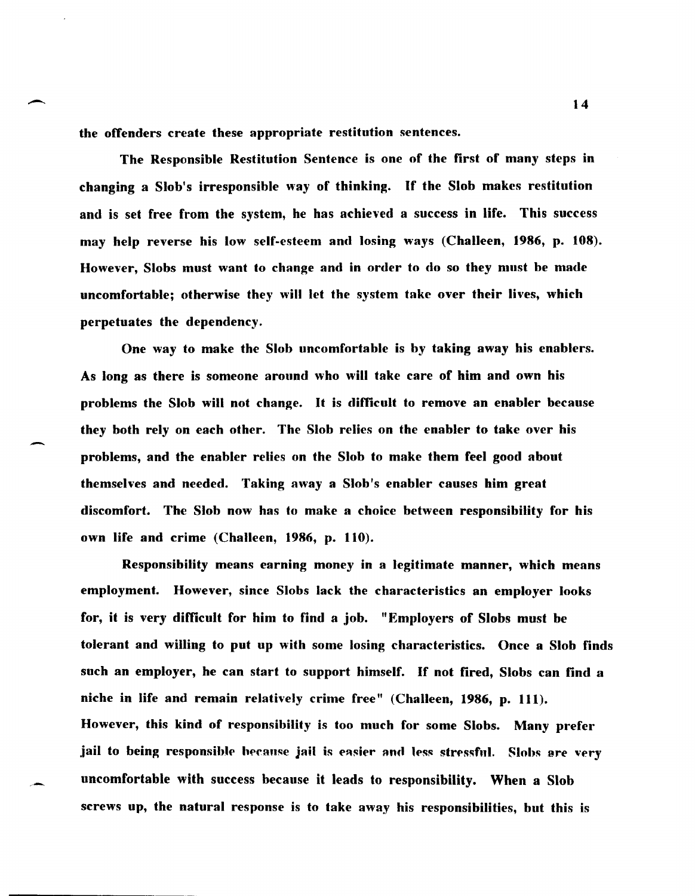the offenders create these appropriate restitution sentences.

The Responsible Restitution Sentence is one of the first of many steps in changing a Slob's irresponsible way of thinking. If the Slob makes restitution and is set free from the system, he has achieved a success in life. This success may help reverse his low self-esteem and losing ways (Challeen, 1986, p. 108). However, Slobs must want to change and in order to do so they must be made uncomfortable; otherwise they will let the system take over their lives, which perpetuates the dependency.

One way to make the Slob uncomfortable is by taking away his enablers. As long as there is someone around who will take care of him and own his problems the Slob will not change. It is difficult to remove an enabler because they both rely on each other. The Slob relies on the enabler to take over his problems, and the enabler relies on the Slob to make them feel good about themselves and needed. Taking away a Slob's enabler causes him great discomfort. The Slob now has to make a choice between responsibility for his own life and crime (Challeen, 1986, p. 110).

Responsibility means earning money in a legitimate manner, which means employment. However, since Slobs lack the characteristics an employer looks for, it is very difficult for him to find a job. "Employers of Slobs must be tolerant and willing to put up with some losing characteristics. Once a Slob finds such an employer, he can start to support himself. If not fired, Slobs can find a niche in life and remain relatively crime free" (Challeen, 1986, p. 111). However, this kind of responsibility is too much for some Slobs. Many prefer jail to being responsible because jail is easier and less stressful. Slobs are very uncomfortable with success because it leads to responsibility. When a Slob screws up, the natural response is to take away his responsibilities, but this is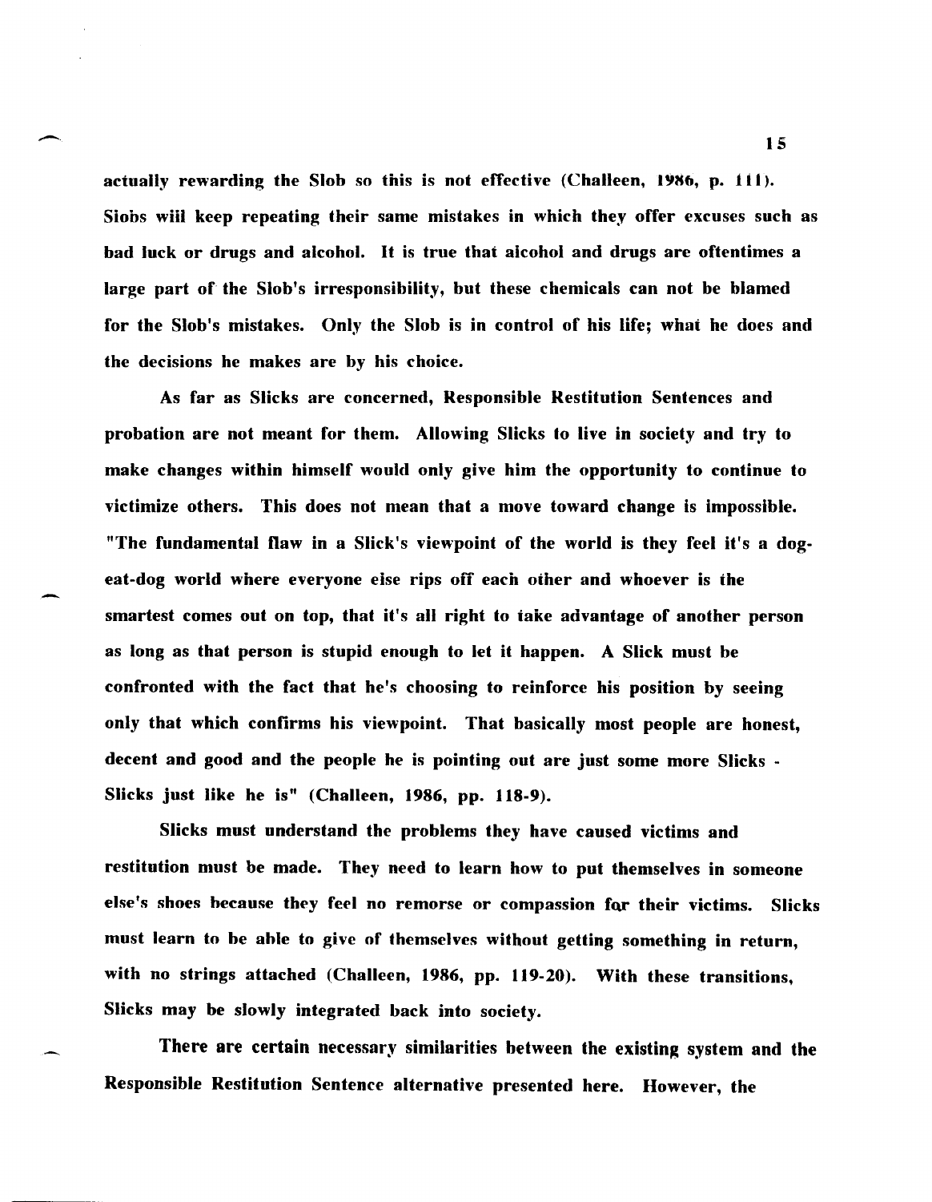actually rewarding the Slob so this is not effective (Challeen, 1986, p. 111). Slobs will keep repeating their same mistakes in which they offer excuses such as bad luck or drugs and alcohol. It is true that alcohol and drugs are oftentimes a large part of the Slob's irresponsibility, but these chemicals can not be blamed for the Slob's mistakes. Only the Slob is in control of his life; what he does and the decisions he makes are by his choice.

As far as Slicks are concerned, Responsible Restitution Sentences and probation are not meant for them. Allowing Slicks to live in society and try to make changes within himself would only give him the opportunity to continue to victimize others. This does not mean that a move toward change is impossible. "The fundamental flaw in a Slick's viewpoint of the world is they feel it's a dog-eat-dog world where everyone else rips off each other and whoever is the smartest comes out on top, that it's all right to take advantage of another person as long as that person is stupid enough to let it happen. A Slick must be confronted with the fact that he's choosing to reinforce his position by seeing only that which confirms his viewpoint. That basically most people are honest, decent and good and the people he is pointing out are just some more Slicks - Slicks just like he is" (Challeen, 1986, pp. 118-9).

Slicks must understand the problems they have caused victims and restitution must be made. They need to learn how to put themselves in someone else's shoes because they feel no remorse or compassion for their victims. Slicks must learn to be able to give of themselves without getting something in return, with no strings attached (Challeen, 1986, pp. 119-20). With these transitions, Slicks may be slowly integrated back into society.

There are certain necessary similarities between the existing system and the Responsible Restitution Sentence alternative presented here. However, the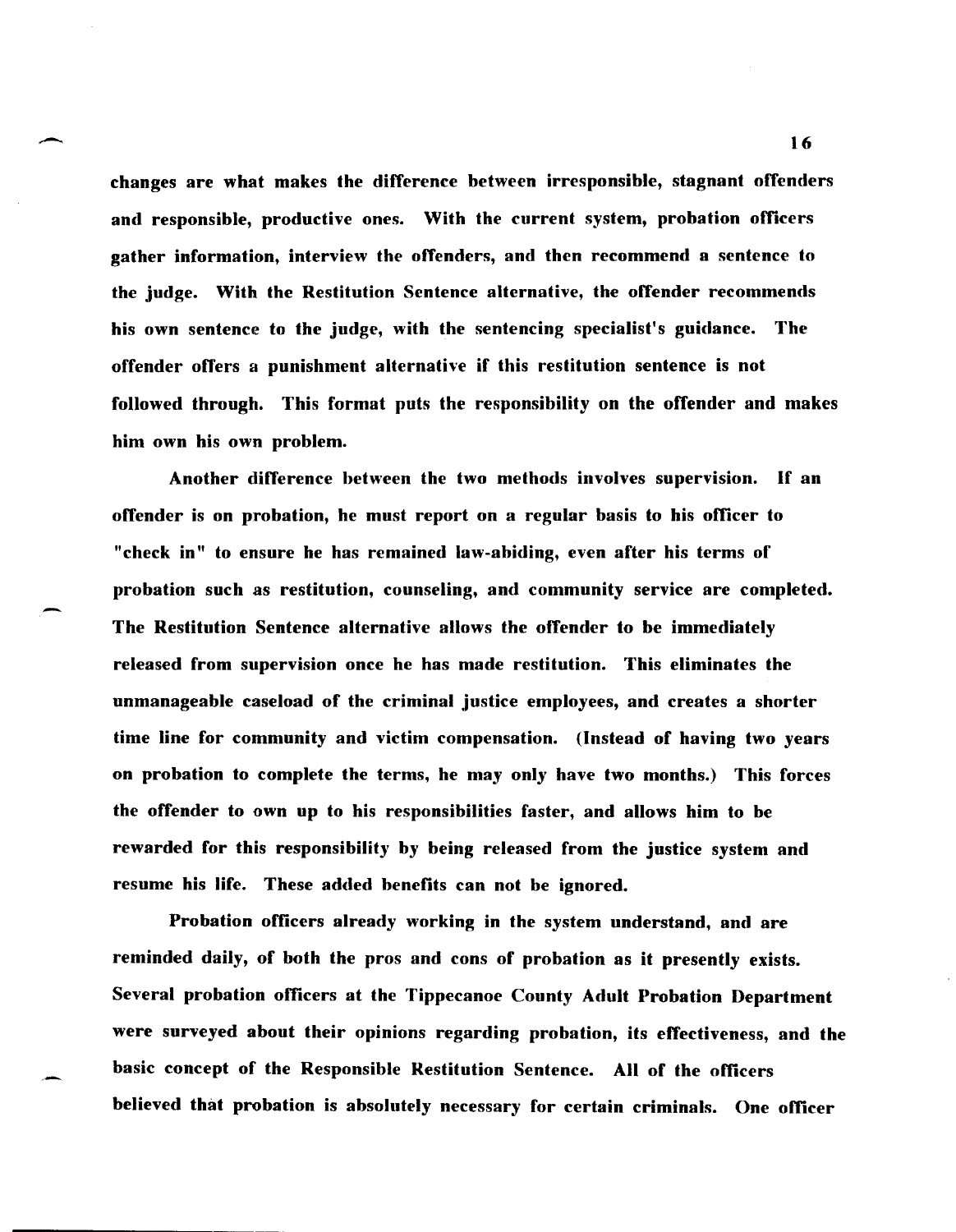changes are what makes the difference between irresponsible, stagnant offenders and responsible, productive ones. With the current system, probation officers gather information, interview the offenders, and then recommend a sentence to the judge. With the Restitution Sentence alternative, the offender recommends his own sentence to the judge, with the sentencing specialist's guidance. The offender offers a punishment alternative if this restitution sentence is not followed through. This format puts the responsibility on the offender and makes him own his own problem.

Another difference between the two methods involves supervision. If an offender is on probation, he must report on a regular basis to his officer to "check in" to ensure he has remained law-abiding, even after his terms of probation such as restitution, counseling, and community service are completed. The Restitution Sentence alternative allows the offender to be immediately released from supervision once he has made restitution. This eliminates the unmanageable caseload of the criminal justice employees, and creates a shorter time line for community and victim compensation. (Instead of having two years on probation to complete the terms, he may only have two months.) This forces the offender to own up to his responsibilities faster, and allows him to be rewarded for this responsibility by being released from the justice system and resume his life. These added benefits can not be ignored.

Probation officers already working in the system understand, and are reminded daily, of both the pros and cons of probation as it presently exists. Several probation officers at the Tippecanoe County Adult Probation Department were surveyed about their opinions regarding probation, its effectiveness, and the basic concept of the Responsible Restitution Sentence. All of the officers believed that probation is absolutely necessary for certain criminals. One officer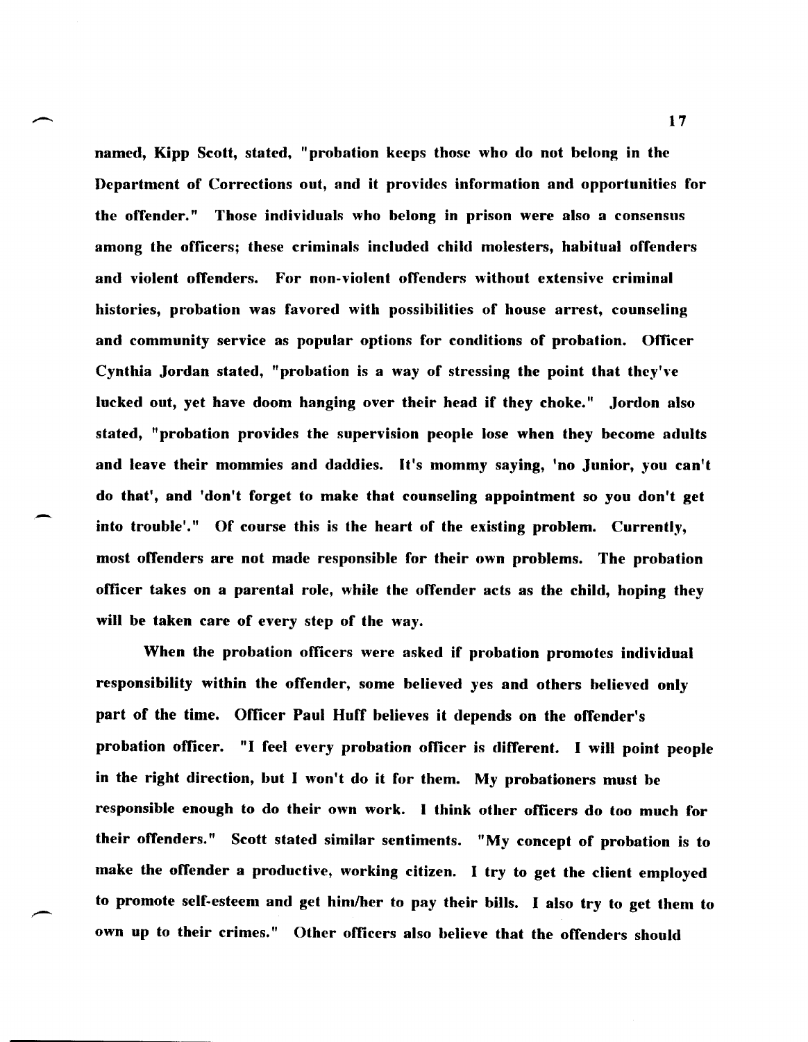named, Kipp Scott, stated, "probation keeps those who do not belong in the Department of Corrections out, and it provides information and opportunities for the offender." Those individuals who belong in prison were also a consensus among the officers; these criminals included child molesters, habitual offenders and violent offenders. For non-violent offenders without extensive criminal histories, probation was favored with possibilities of house arrest, counseling and community service as popular options for conditions of probation. Officer Cynthia Jordan stated, "probation is a way of stressing the point that they've lucked out, yet have doom hanging over their head if they choke." Jordon also stated, "probation provides the supervision people lose when they become adults and leave their mommies and daddies. It's mommy saying, 'no Junior, you can't do that', and 'don't forget to make that counseling appointment so you don't get into trouble'." Of course this is the heart of the existing problem. Currently, most offenders are not made responsible for their own problems. The probation officer takes on a parental role, while the offender acts as the child, hoping they will be taken care of every step of the way.

When the probation officers were asked if probation promotes individual responsibility within the offender, some believed yes and others believed only part of the time. Officer Paul Huff believes it depends on the offender's probation officer. "I feel every probation officer is different. I will point people in the right direction, but I won't do it for them. My probationers must be responsible enough to do their own work. I think other officers do too much for their offenders." Scott stated similar sentiments. "My concept of probation is to make the offender a productive, working citizen. I try to get the client employed to promote self-esteem and get him/her to pay their bills. I also try to get them to own up to their crimes." Other officers also believe that the offenders should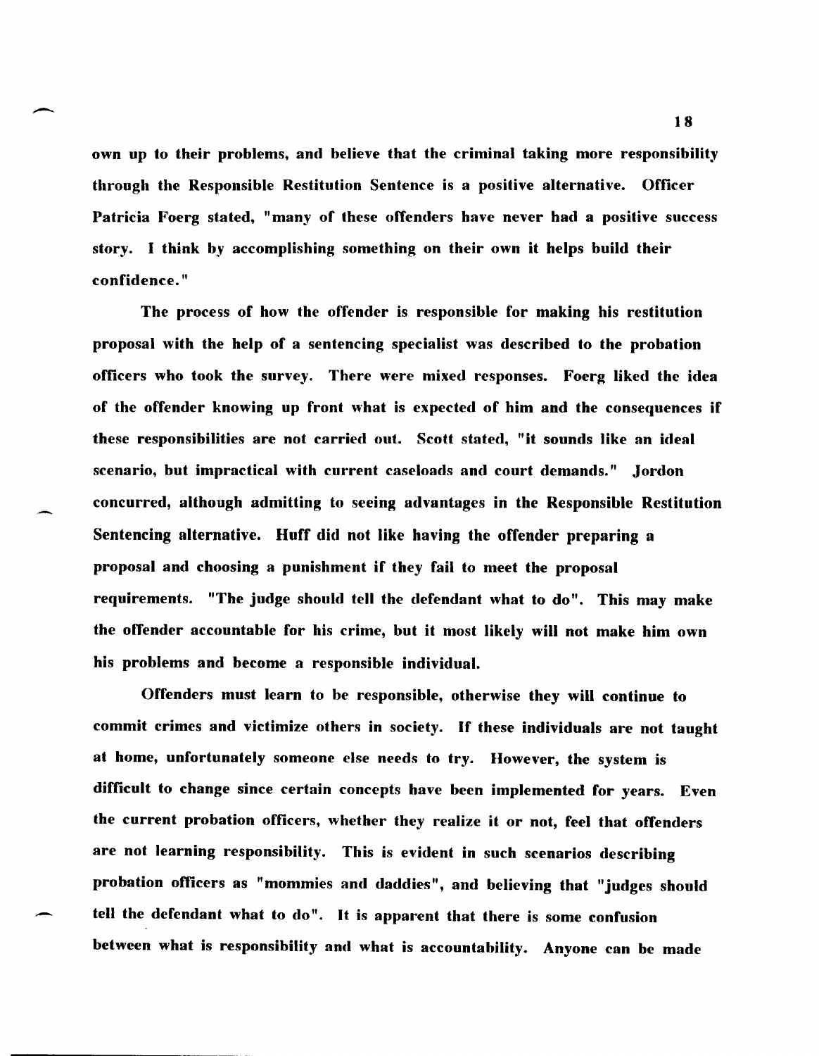own up to their problems, and believe that the criminal taking more responsibility through the Responsible Restitution Sentence is a positive alternative. Officer Patricia Foerg stated, "many of these offenders have never had a positive success story. I think by accomplishing something on their own it helps build their confidence."

The process of how the offender is responsible for making his restitution proposal with the help of a sentencing specialist was described to the probation officers who took the survey. There were mixed responses. Foerg liked the idea of the offender knowing up front what is expected of him and the consequences if these responsibilities are not carried out. Scott stated, "it sounds like an ideal scenario, but impractical with current caseloads and court demands." Jordon concurred, although admitting to seeing advantages in the Responsible Restitution Sentencing alternative. Huff did not like having the offender preparing a proposal and choosing a punishment if they fail to meet the proposal requirements. "The judge should tell the defendant what to do". This may make the offender accountable for his crime, but it most likely will not make him own his problems and become a responsible individual.

Offenders must learn to be responsible, otherwise they will continue to commit crimes and victimize others in society. If these individuals are not taught at home, unfortunately someone else needs to try. However, the system is difficult to change since certain concepts have been implemented for years. Even the current probation officers, whether they realize it or not, feel that offenders are not learning responsibility. This is evident in such scenarios describing probation officers as "mommies and daddies", and believing that "judges should tell the defendant what to do". It is apparent that there is some confusion between what is responsibility and what is accountability. Anyone can be made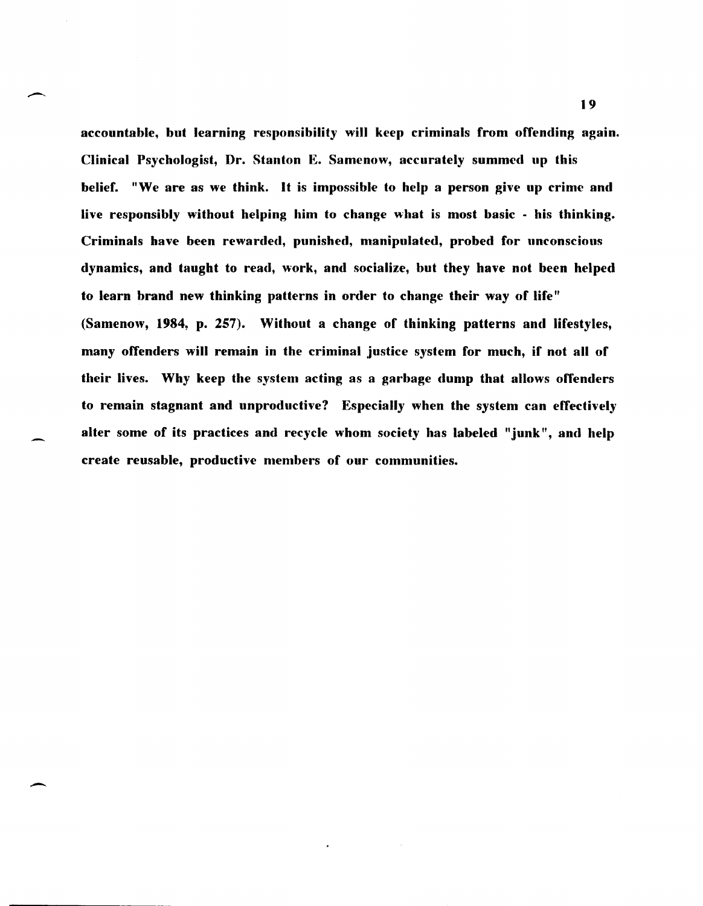accountable, but learning responsibility will keep criminals from offending again. Clinical Psychologist, Dr. Stanton E. Samenow, accurately summed up this belief. "We are as we think. It is impossible to help a person give up crime and live responsibly without helping him to change what is most basic - his thinking. Criminals have been rewarded, punished, manipulated, probed for unconscious dynamics, and taught to read, work, and socialize, but they have not been helped to learn brand new thinking patterns in order to change their way of life" (Samenow, 1984, p. 257). Without a change of thinking patterns and lifestyles, many offenders will remain in the criminal justice system for much, if not all of their lives. Why keep the system acting as a garbage dump that allows offenders to remain stagnant and unproductive? Especially when the system can effectively alter some of its practices and recycle whom society has labeled "junk", and help create reusable, productive members of our communities.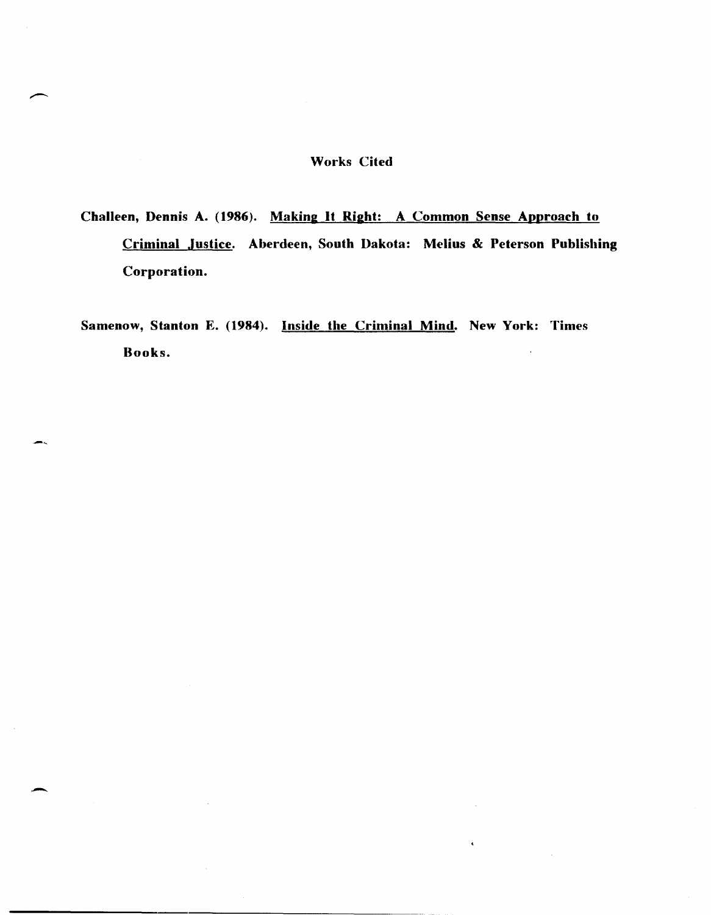## Works Cited

**Challeen, Dennis A. (1986). Making It Right: A Common Sense Approach to Criminal Justice. Aberdeen, South Dakota: Melius & Peterson Publishing Corporation.**

**Samenow, Stanton E. (1984). Inside the Criminal Mind. New York: Times Books.**